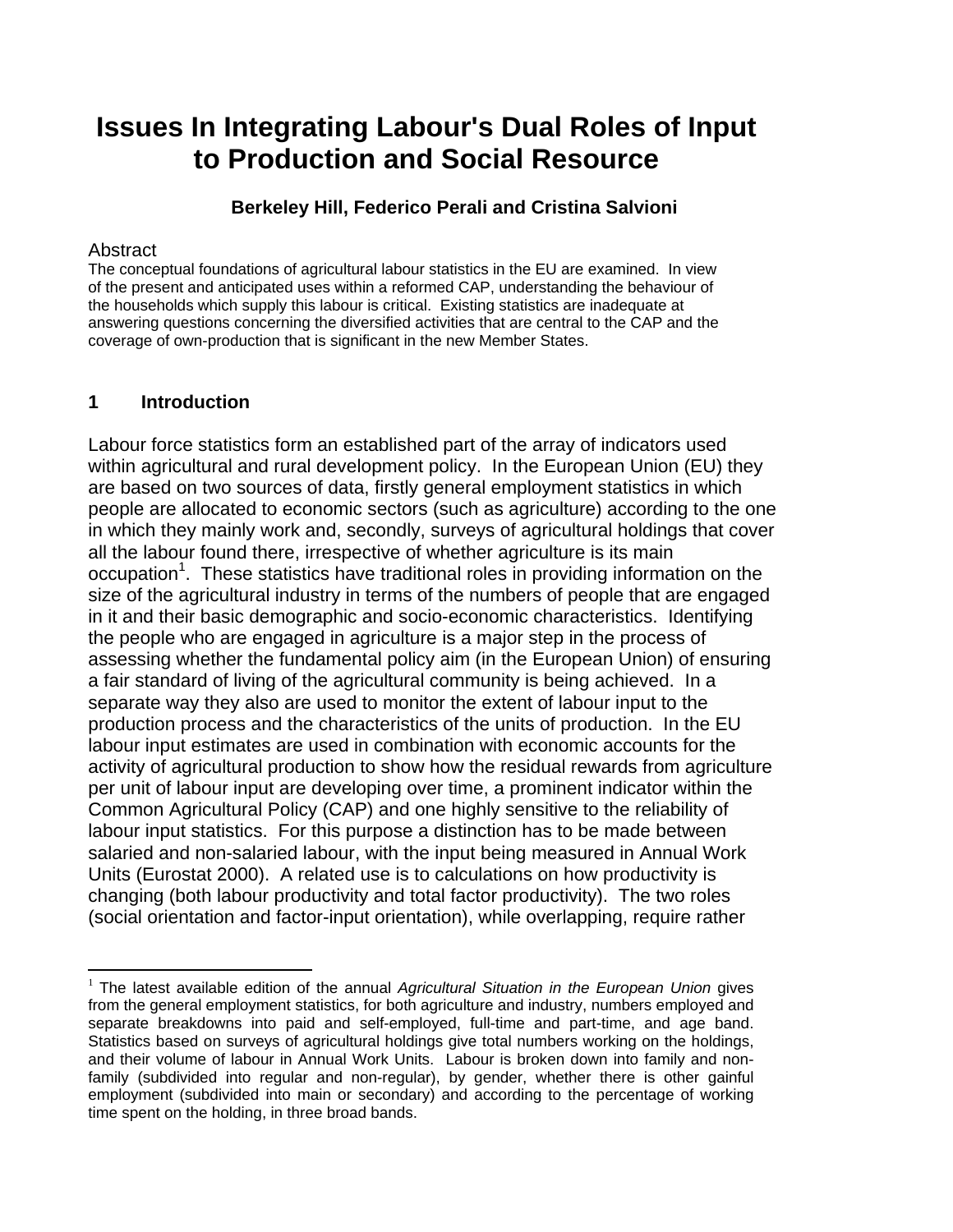# Issues In Integrating Labour's Dual Roles of Input to Production and Social Resource

**Berkeley Hill, Federico Perali and Cristina Salvioni**

Abstract

The conceptual foundations of agricultural labour statistics in the EU are examined. In view of the present and anticipated uses within a reformed CAP, understanding the behaviour of the households which supply this labour is critical. Existing statistics are inadequate at answering questions concerning the diversified activities that are central to the CAP and the coverage of own-production that is significant in the new Member States.

## 1 Introduction

Labour force statistics form an established part of the array of indicators used within agricultural and rural development policy. In the European Union (EU) they are based on two sources of data, firstly general employment statistics in which people are allocated to economic sectors (such as agriculture) according to the one in which they mainly work and, secondly, surveys of agricultural holdings that cover all the labour found there, irrespective of whether agriculture is its main occupation[1]. These statistics have traditional roles in providing information on the size of the agricultural industry in terms of the numbers of people that are engaged in it and their basic demographic and socio-economic characteristics. Identifying the people who are engaged in agriculture is a major step in the process of assessing whether the fundamental policy aim (in the European Union) of ensuring a fair standard of living of the agricultural community is being achieved. In a separate way they also are used to monitor the extent of labour input to the production process and the characteristics of the units of production. In the EU labour input estimates are used in combination with economic accounts for the activity of agricultural production to show how the residual rewards from agriculture per unit of labour input are developing over time, a prominent indicator within the Common Agricultural Policy (CAP) and one highly sensitive to the reliability of labour input statistics. For this purpose a distinction has to be made between salaried and non-salaried labour, with the input being measured in Annual Work Units (Eurostat 2000). A related use is to calculations on how productivity is changing (both labour productivity and total factor productivity). The two roles (social orientation and factor-input orientation), while overlapping, require rather

[1] The latest available edition of the annual *Agricultural Situation in the European Union* gives from the general employment statistics, for both agriculture and industry, numbers employed and separate breakdowns into paid and self-employed, full-time and part-time, and age band. Statistics based on surveys of agricultural holdings give total numbers working on the holdings, and their volume of labour in Annual Work Units. Labour is broken down into family and non-family (subdivided into regular and non-regular), by gender, whether there is other gainful employment (subdivided into main or secondary) and according to the percentage of working time spent on the holding, in three broad bands.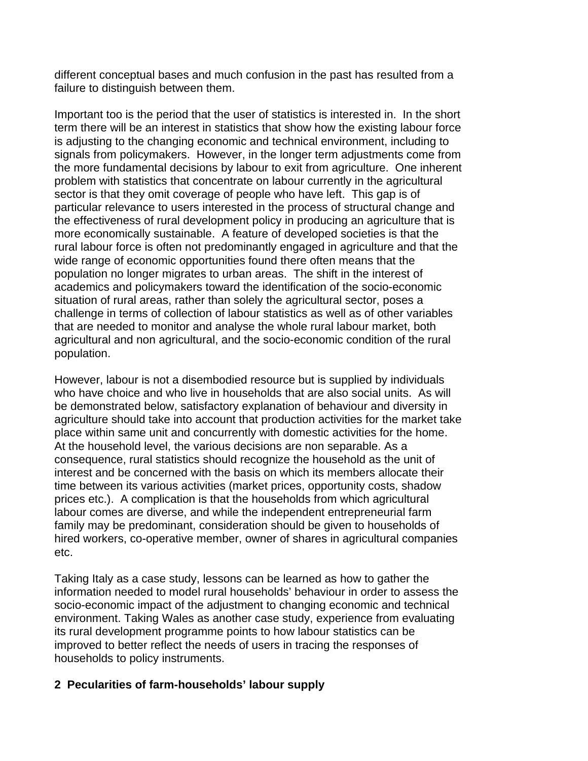different conceptual bases and much confusion in the past has resulted from a failure to distinguish between them.

Important too is the period that the user of statistics is interested in. In the short term there will be an interest in statistics that show how the existing labour force is adjusting to the changing economic and technical environment, including to signals from policymakers. However, in the longer term adjustments come from the more fundamental decisions by labour to exit from agriculture. One inherent problem with statistics that concentrate on labour currently in the agricultural sector is that they omit coverage of people who have left. This gap is of particular relevance to users interested in the process of structural change and the effectiveness of rural development policy in producing an agriculture that is more economically sustainable. A feature of developed societies is that the rural labour force is often not predominantly engaged in agriculture and that the wide range of economic opportunities found there often means that the population no longer migrates to urban areas. The shift in the interest of academics and policymakers toward the identification of the socio-economic situation of rural areas, rather than solely the agricultural sector, poses a challenge in terms of collection of labour statistics as well as of other variables that are needed to monitor and analyse the whole rural labour market, both agricultural and non agricultural, and the socio-economic condition of the rural population.

However, labour is not a disembodied resource but is supplied by individuals who have choice and who live in households that are also social units. As will be demonstrated below, satisfactory explanation of behaviour and diversity in agriculture should take into account that production activities for the market take place within same unit and concurrently with domestic activities for the home. At the household level, the various decisions are non separable. As a consequence, rural statistics should recognize the household as the unit of interest and be concerned with the basis on which its members allocate their time between its various activities (market prices, opportunity costs, shadow prices etc.). A complication is that the households from which agricultural labour comes are diverse, and while the independent entrepreneurial farm family may be predominant, consideration should be given to households of hired workers, co-operative member, owner of shares in agricultural companies etc.

Taking Italy as a case study, lessons can be learned as how to gather the information needed to model rural households' behaviour in order to assess the socio-economic impact of the adjustment to changing economic and technical environment. Taking Wales as another case study, experience from evaluating its rural development programme points to how labour statistics can be improved to better reflect the needs of users in tracing the responses of households to policy instruments.

## 2 Pecularities of farm-households' labour supply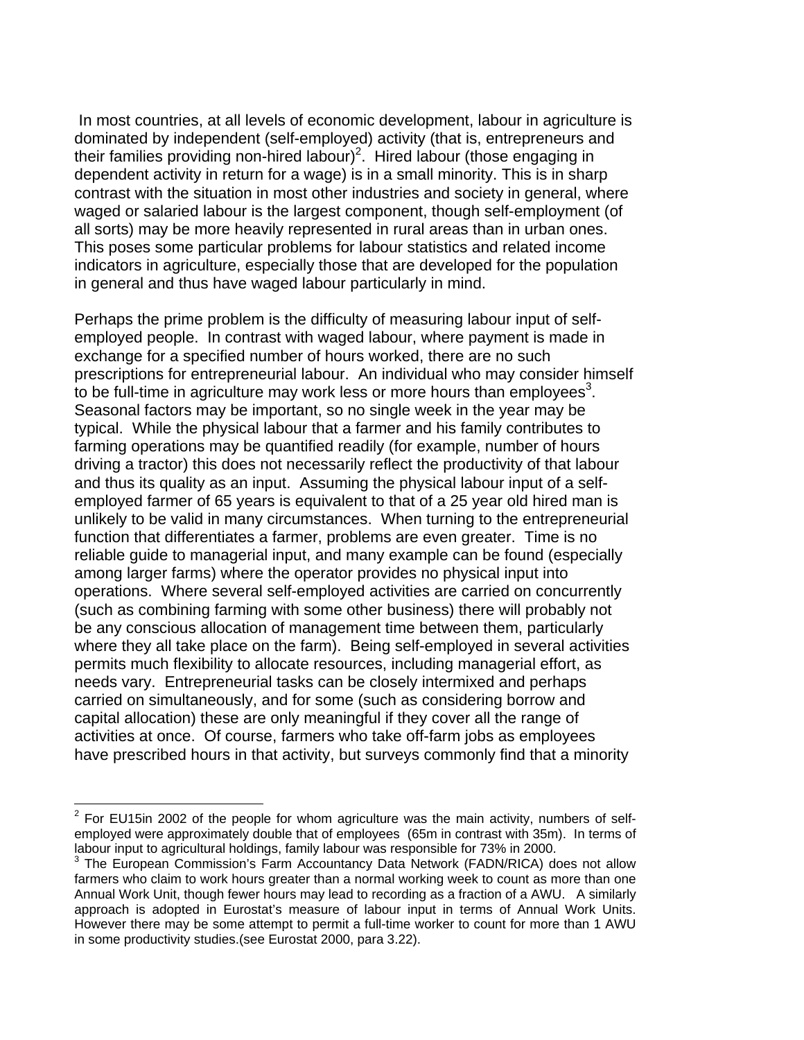In most countries, at all levels of economic development, labour in agriculture is dominated by independent (self-employed) activity (that is, entrepreneurs and their families providing non-hired labour)[2]. Hired labour (those engaging in dependent activity in return for a wage) is in a small minority. This is in sharp contrast with the situation in most other industries and society in general, where waged or salaried labour is the largest component, though self-employment (of all sorts) may be more heavily represented in rural areas than in urban ones. This poses some particular problems for labour statistics and related income indicators in agriculture, especially those that are developed for the population in general and thus have waged labour particularly in mind.

Perhaps the prime problem is the difficulty of measuring labour input of self-employed people. In contrast with waged labour, where payment is made in exchange for a specified number of hours worked, there are no such prescriptions for entrepreneurial labour. An individual who may consider himself to be full-time in agriculture may work less or more hours than employees[3]. Seasonal factors may be important, so no single week in the year may be typical. While the physical labour that a farmer and his family contributes to farming operations may be quantified readily (for example, number of hours driving a tractor) this does not necessarily reflect the productivity of that labour and thus its quality as an input. Assuming the physical labour input of a self-employed farmer of 65 years is equivalent to that of a 25 year old hired man is unlikely to be valid in many circumstances. When turning to the entrepreneurial function that differentiates a farmer, problems are even greater. Time is no reliable guide to managerial input, and many example can be found (especially among larger farms) where the operator provides no physical input into operations. Where several self-employed activities are carried on concurrently (such as combining farming with some other business) there will probably not be any conscious allocation of management time between them, particularly where they all take place on the farm). Being self-employed in several activities permits much flexibility to allocate resources, including managerial effort, as needs vary. Entrepreneurial tasks can be closely intermixed and perhaps carried on simultaneously, and for some (such as considering borrow and capital allocation) these are only meaningful if they cover all the range of activities at once. Of course, farmers who take off-farm jobs as employees have prescribed hours in that activity, but surveys commonly find that a minority

---

[2] For EU15in 2002 of the people for whom agriculture was the main activity, numbers of self-employed were approximately double that of employees (65m in contrast with 35m). In terms of labour input to agricultural holdings, family labour was responsible for 73% in 2000.

[3] The European Commission's Farm Accountancy Data Network (FADN/RICA) does not allow farmers who claim to work hours greater than a normal working week to count as more than one Annual Work Unit, though fewer hours may lead to recording as a fraction of a AWU. A similarly approach is adopted in Eurostat's measure of labour input in terms of Annual Work Units. However there may be some attempt to permit a full-time worker to count for more than 1 AWU in some productivity studies.(see Eurostat 2000, para 3.22).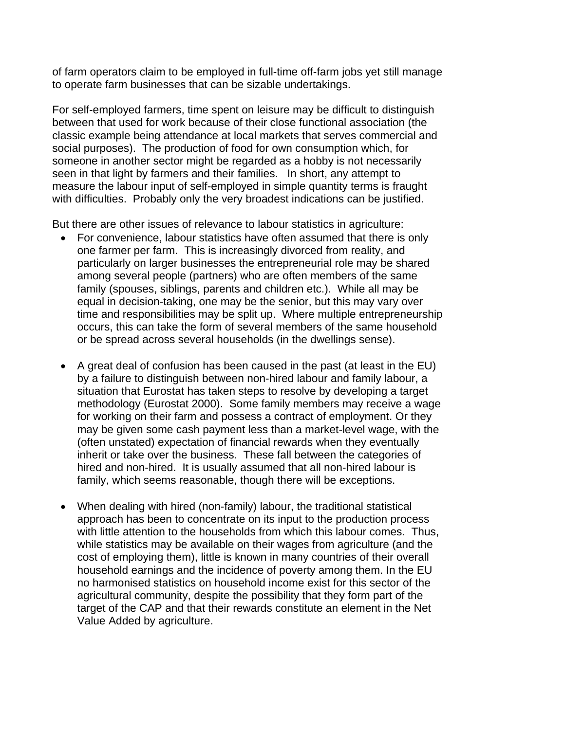of farm operators claim to be employed in full-time off-farm jobs yet still manage to operate farm businesses that can be sizable undertakings.

For self-employed farmers, time spent on leisure may be difficult to distinguish between that used for work because of their close functional association (the classic example being attendance at local markets that serves commercial and social purposes). The production of food for own consumption which, for someone in another sector might be regarded as a hobby is not necessarily seen in that light by farmers and their families. In short, any attempt to measure the labour input of self-employed in simple quantity terms is fraught with difficulties. Probably only the very broadest indications can be justified.

But there are other issues of relevance to labour statistics in agriculture:

- For convenience, labour statistics have often assumed that there is only one farmer per farm. This is increasingly divorced from reality, and particularly on larger businesses the entrepreneurial role may be shared among several people (partners) who are often members of the same family (spouses, siblings, parents and children etc.). While all may be equal in decision-taking, one may be the senior, but this may vary over time and responsibilities may be split up. Where multiple entrepreneurship occurs, this can take the form of several members of the same household or be spread across several households (in the dwellings sense).

- A great deal of confusion has been caused in the past (at least in the EU) by a failure to distinguish between non-hired labour and family labour, a situation that Eurostat has taken steps to resolve by developing a target methodology (Eurostat 2000). Some family members may receive a wage for working on their farm and possess a contract of employment. Or they may be given some cash payment less than a market-level wage, with the (often unstated) expectation of financial rewards when they eventually inherit or take over the business. These fall between the categories of hired and non-hired. It is usually assumed that all non-hired labour is family, which seems reasonable, though there will be exceptions.

- When dealing with hired (non-family) labour, the traditional statistical approach has been to concentrate on its input to the production process with little attention to the households from which this labour comes. Thus, while statistics may be available on their wages from agriculture (and the cost of employing them), little is known in many countries of their overall household earnings and the incidence of poverty among them. In the EU no harmonised statistics on household income exist for this sector of the agricultural community, despite the possibility that they form part of the target of the CAP and that their rewards constitute an element in the Net Value Added by agriculture.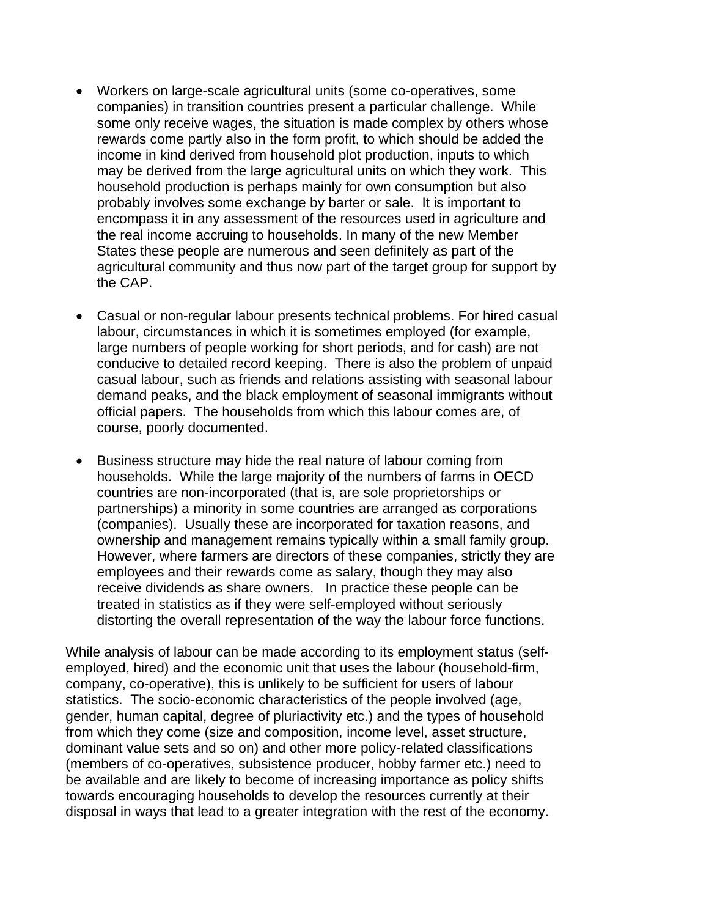- Workers on large-scale agricultural units (some co-operatives, some companies) in transition countries present a particular challenge. While some only receive wages, the situation is made complex by others whose rewards come partly also in the form profit, to which should be added the income in kind derived from household plot production, inputs to which may be derived from the large agricultural units on which they work. This household production is perhaps mainly for own consumption but also probably involves some exchange by barter or sale. It is important to encompass it in any assessment of the resources used in agriculture and the real income accruing to households. In many of the new Member States these people are numerous and seen definitely as part of the agricultural community and thus now part of the target group for support by the CAP.

- Casual or non-regular labour presents technical problems. For hired casual labour, circumstances in which it is sometimes employed (for example, large numbers of people working for short periods, and for cash) are not conducive to detailed record keeping. There is also the problem of unpaid casual labour, such as friends and relations assisting with seasonal labour demand peaks, and the black employment of seasonal immigrants without official papers. The households from which this labour comes are, of course, poorly documented.

- Business structure may hide the real nature of labour coming from households. While the large majority of the numbers of farms in OECD countries are non-incorporated (that is, are sole proprietorships or partnerships) a minority in some countries are arranged as corporations (companies). Usually these are incorporated for taxation reasons, and ownership and management remains typically within a small family group. However, where farmers are directors of these companies, strictly they are employees and their rewards come as salary, though they may also receive dividends as share owners. In practice these people can be treated in statistics as if they were self-employed without seriously distorting the overall representation of the way the labour force functions.

While analysis of labour can be made according to its employment status (self-employed, hired) and the economic unit that uses the labour (household-firm, company, co-operative), this is unlikely to be sufficient for users of labour statistics. The socio-economic characteristics of the people involved (age, gender, human capital, degree of pluriactivity etc.) and the types of household from which they come (size and composition, income level, asset structure, dominant value sets and so on) and other more policy-related classifications (members of co-operatives, subsistence producer, hobby farmer etc.) need to be available and are likely to become of increasing importance as policy shifts towards encouraging households to develop the resources currently at their disposal in ways that lead to a greater integration with the rest of the economy.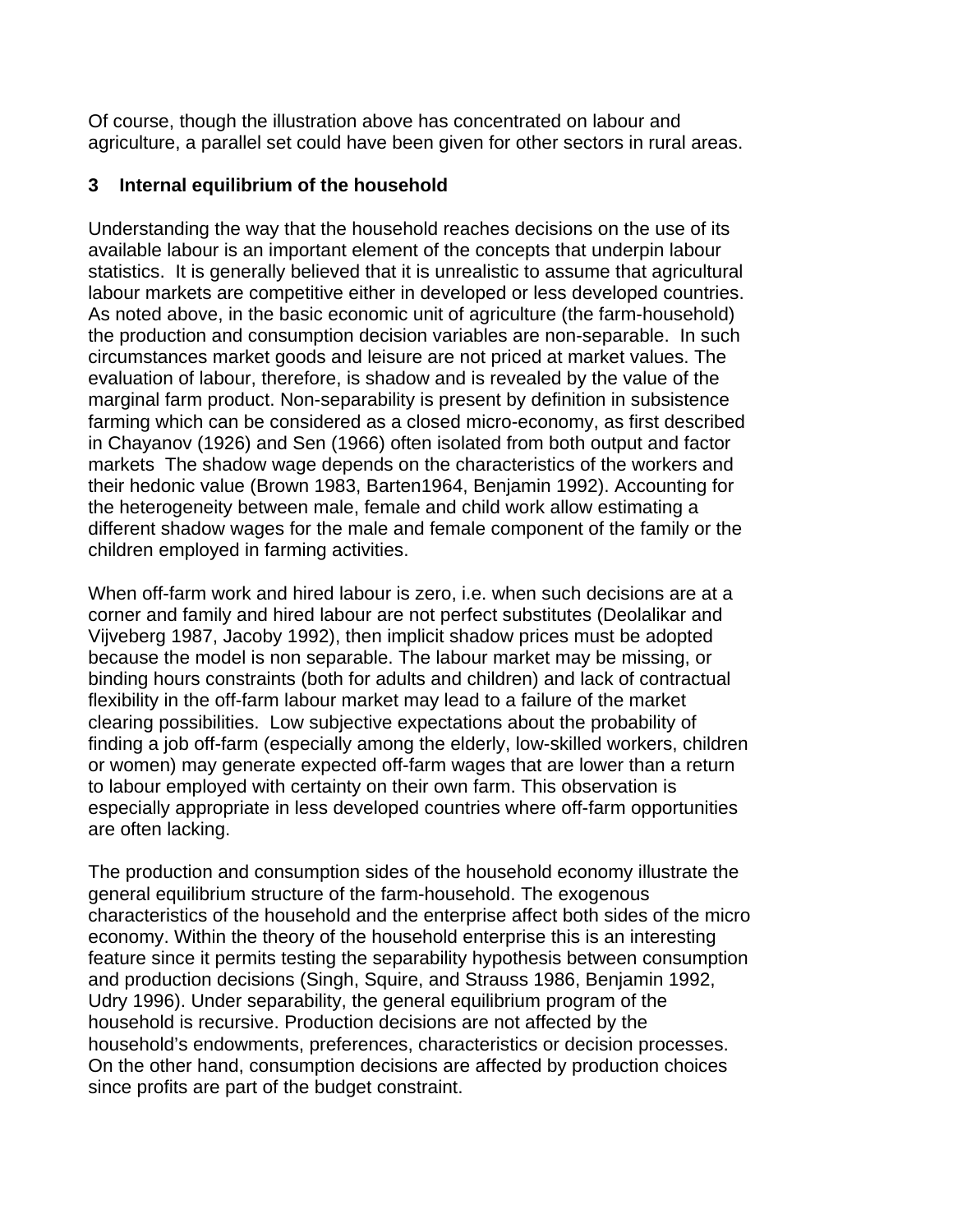Of course, though the illustration above has concentrated on labour and agriculture, a parallel set could have been given for other sectors in rural areas.

## 3 Internal equilibrium of the household

Understanding the way that the household reaches decisions on the use of its available labour is an important element of the concepts that underpin labour statistics. It is generally believed that it is unrealistic to assume that agricultural labour markets are competitive either in developed or less developed countries. As noted above, in the basic economic unit of agriculture (the farm-household) the production and consumption decision variables are non-separable. In such circumstances market goods and leisure are not priced at market values. The evaluation of labour, therefore, is shadow and is revealed by the value of the marginal farm product. Non-separability is present by definition in subsistence farming which can be considered as a closed micro-economy, as first described in Chayanov (1926) and Sen (1966) often isolated from both output and factor markets The shadow wage depends on the characteristics of the workers and their hedonic value (Brown 1983, Barten1964, Benjamin 1992). Accounting for the heterogeneity between male, female and child work allow estimating a different shadow wages for the male and female component of the family or the children employed in farming activities.

When off-farm work and hired labour is zero, i.e. when such decisions are at a corner and family and hired labour are not perfect substitutes (Deolalikar and Vijveberg 1987, Jacoby 1992), then implicit shadow prices must be adopted because the model is non separable. The labour market may be missing, or binding hours constraints (both for adults and children) and lack of contractual flexibility in the off-farm labour market may lead to a failure of the market clearing possibilities. Low subjective expectations about the probability of finding a job off-farm (especially among the elderly, low-skilled workers, children or women) may generate expected off-farm wages that are lower than a return to labour employed with certainty on their own farm. This observation is especially appropriate in less developed countries where off-farm opportunities are often lacking.

The production and consumption sides of the household economy illustrate the general equilibrium structure of the farm-household. The exogenous characteristics of the household and the enterprise affect both sides of the micro economy. Within the theory of the household enterprise this is an interesting feature since it permits testing the separability hypothesis between consumption and production decisions (Singh, Squire, and Strauss 1986, Benjamin 1992, Udry 1996). Under separability, the general equilibrium program of the household is recursive. Production decisions are not affected by the household's endowments, preferences, characteristics or decision processes. On the other hand, consumption decisions are affected by production choices since profits are part of the budget constraint.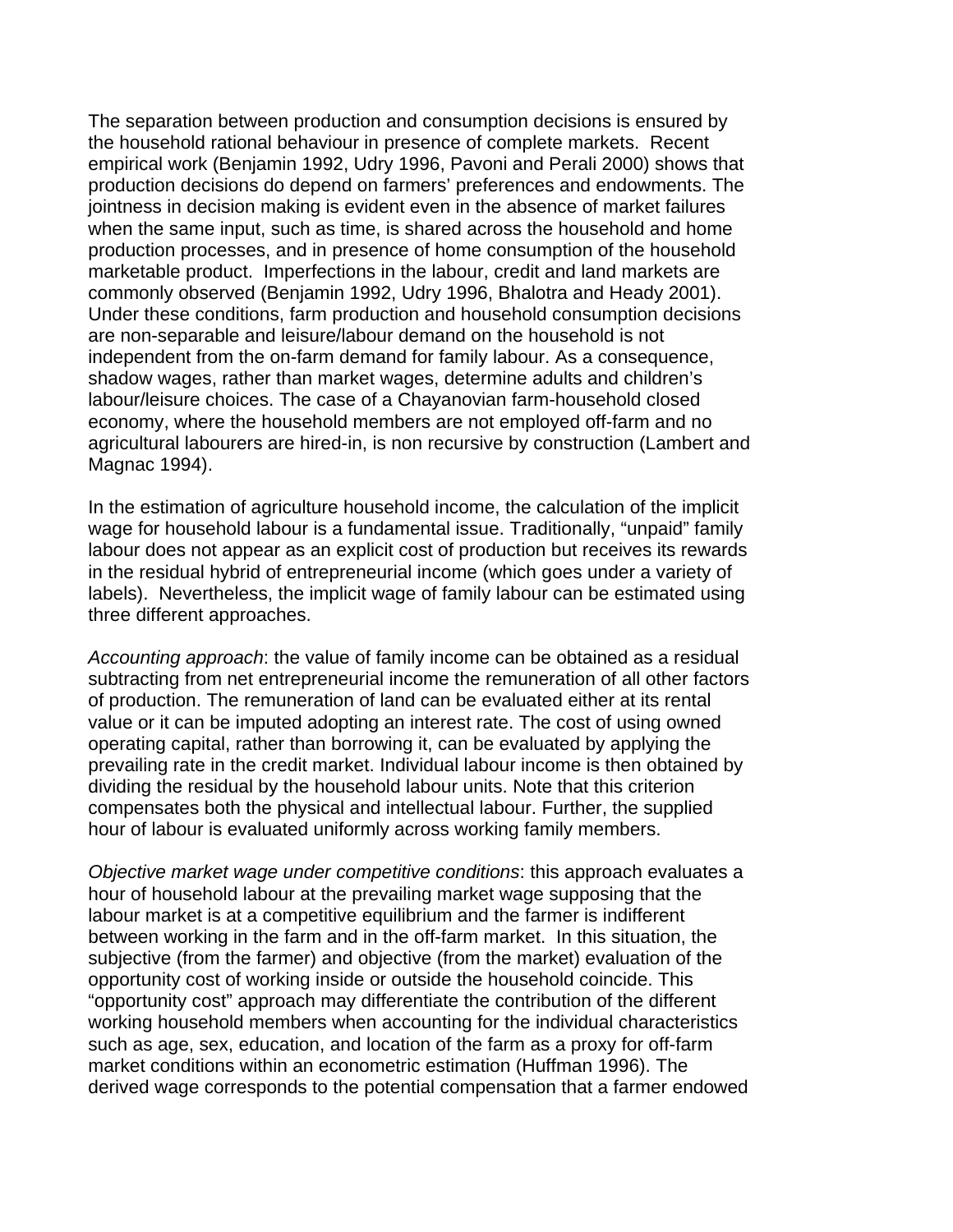The separation between production and consumption decisions is ensured by the household rational behaviour in presence of complete markets. Recent empirical work (Benjamin 1992, Udry 1996, Pavoni and Perali 2000) shows that production decisions do depend on farmers' preferences and endowments. The jointness in decision making is evident even in the absence of market failures when the same input, such as time, is shared across the household and home production processes, and in presence of home consumption of the household marketable product. Imperfections in the labour, credit and land markets are commonly observed (Benjamin 1992, Udry 1996, Bhalotra and Heady 2001). Under these conditions, farm production and household consumption decisions are non-separable and leisure/labour demand on the household is not independent from the on-farm demand for family labour. As a consequence, shadow wages, rather than market wages, determine adults and children's labour/leisure choices. The case of a Chayanovian farm-household closed economy, where the household members are not employed off-farm and no agricultural labourers are hired-in, is non recursive by construction (Lambert and Magnac 1994).

In the estimation of agriculture household income, the calculation of the implicit wage for household labour is a fundamental issue. Traditionally, "unpaid" family labour does not appear as an explicit cost of production but receives its rewards in the residual hybrid of entrepreneurial income (which goes under a variety of labels). Nevertheless, the implicit wage of family labour can be estimated using three different approaches.

*Accounting approach*: the value of family income can be obtained as a residual subtracting from net entrepreneurial income the remuneration of all other factors of production. The remuneration of land can be evaluated either at its rental value or it can be imputed adopting an interest rate. The cost of using owned operating capital, rather than borrowing it, can be evaluated by applying the prevailing rate in the credit market. Individual labour income is then obtained by dividing the residual by the household labour units. Note that this criterion compensates both the physical and intellectual labour. Further, the supplied hour of labour is evaluated uniformly across working family members.

*Objective market wage under competitive conditions*: this approach evaluates a hour of household labour at the prevailing market wage supposing that the labour market is at a competitive equilibrium and the farmer is indifferent between working in the farm and in the off-farm market. In this situation, the subjective (from the farmer) and objective (from the market) evaluation of the opportunity cost of working inside or outside the household coincide. This "opportunity cost" approach may differentiate the contribution of the different working household members when accounting for the individual characteristics such as age, sex, education, and location of the farm as a proxy for off-farm market conditions within an econometric estimation (Huffman 1996). The derived wage corresponds to the potential compensation that a farmer endowed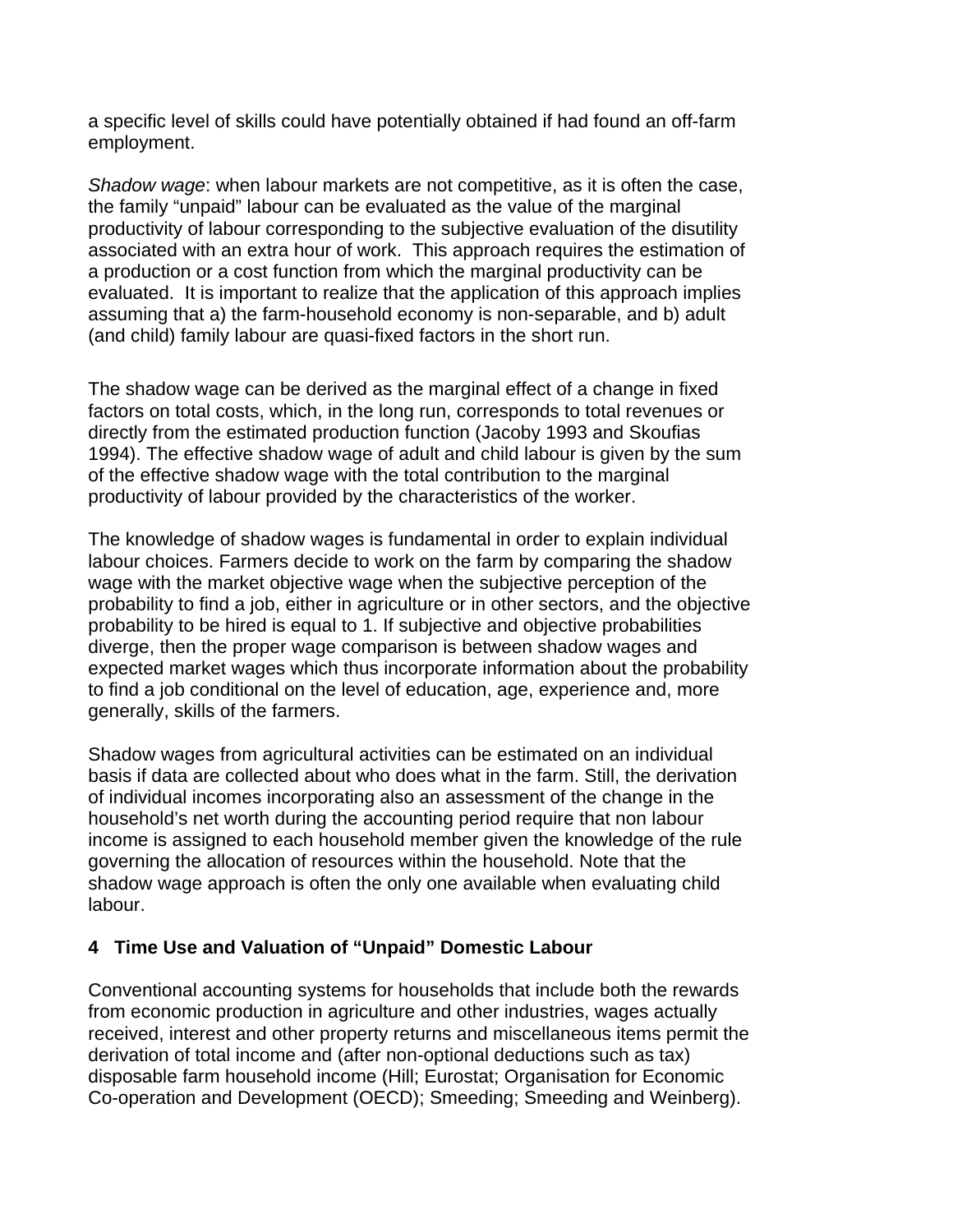a specific level of skills could have potentially obtained if had found an off-farm employment.

*Shadow wage*: when labour markets are not competitive, as it is often the case, the family "unpaid" labour can be evaluated as the value of the marginal productivity of labour corresponding to the subjective evaluation of the disutility associated with an extra hour of work. This approach requires the estimation of a production or a cost function from which the marginal productivity can be evaluated. It is important to realize that the application of this approach implies assuming that a) the farm-household economy is non-separable, and b) adult (and child) family labour are quasi-fixed factors in the short run.

The shadow wage can be derived as the marginal effect of a change in fixed factors on total costs, which, in the long run, corresponds to total revenues or directly from the estimated production function (Jacoby 1993 and Skoufias 1994). The effective shadow wage of adult and child labour is given by the sum of the effective shadow wage with the total contribution to the marginal productivity of labour provided by the characteristics of the worker.

The knowledge of shadow wages is fundamental in order to explain individual labour choices. Farmers decide to work on the farm by comparing the shadow wage with the market objective wage when the subjective perception of the probability to find a job, either in agriculture or in other sectors, and the objective probability to be hired is equal to 1. If subjective and objective probabilities diverge, then the proper wage comparison is between shadow wages and expected market wages which thus incorporate information about the probability to find a job conditional on the level of education, age, experience and, more generally, skills of the farmers.

Shadow wages from agricultural activities can be estimated on an individual basis if data are collected about who does what in the farm. Still, the derivation of individual incomes incorporating also an assessment of the change in the household's net worth during the accounting period require that non labour income is assigned to each household member given the knowledge of the rule governing the allocation of resources within the household. Note that the shadow wage approach is often the only one available when evaluating child labour.

## 4 Time Use and Valuation of "Unpaid" Domestic Labour

Conventional accounting systems for households that include both the rewards from economic production in agriculture and other industries, wages actually received, interest and other property returns and miscellaneous items permit the derivation of total income and (after non-optional deductions such as tax) disposable farm household income (Hill; Eurostat; Organisation for Economic Co-operation and Development (OECD); Smeeding; Smeeding and Weinberg).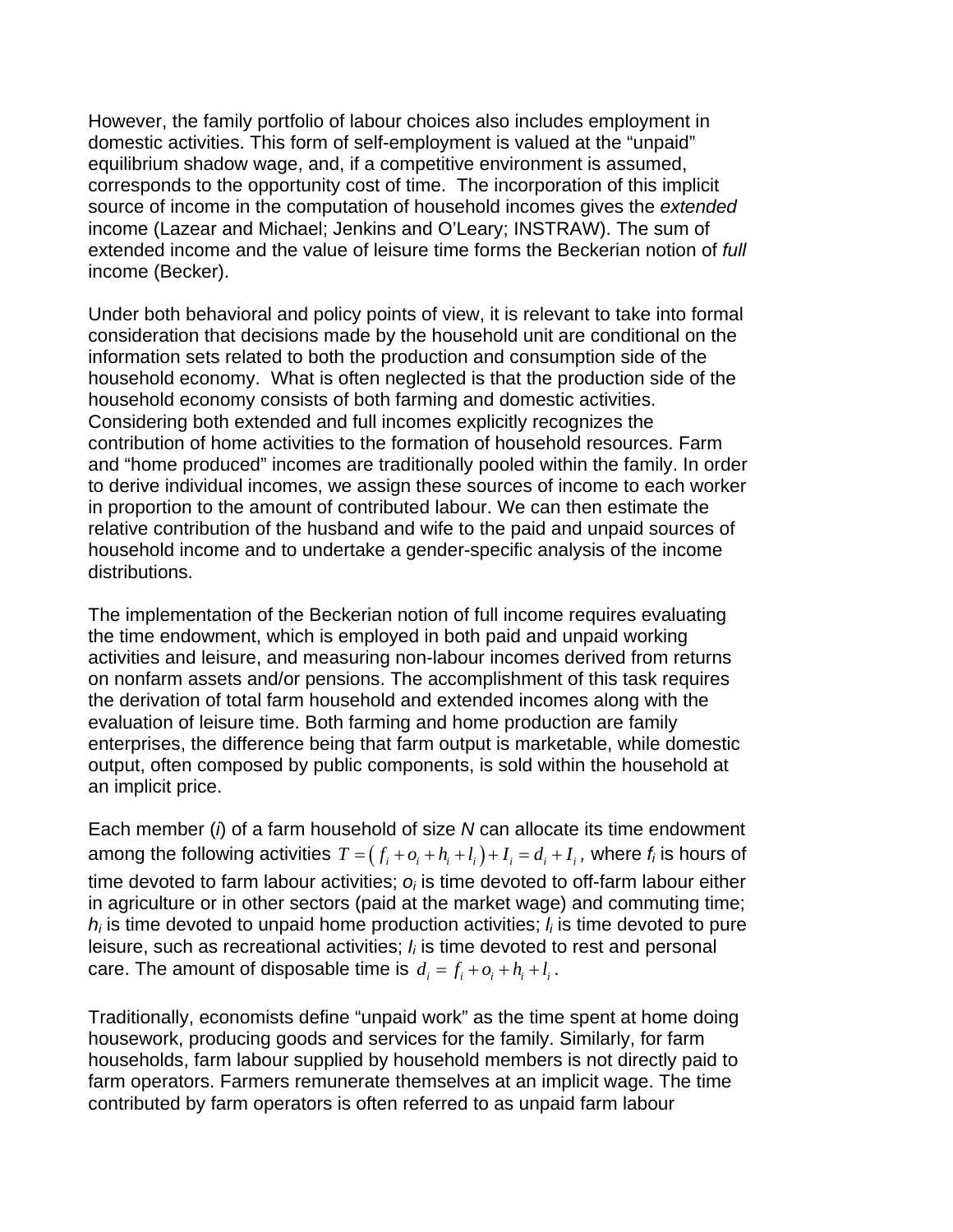However, the family portfolio of labour choices also includes employment in domestic activities. This form of self-employment is valued at the "unpaid" equilibrium shadow wage, and, if a competitive environment is assumed, corresponds to the opportunity cost of time. The incorporation of this implicit source of income in the computation of household incomes gives the *extended* income (Lazear and Michael; Jenkins and O'Leary; INSTRAW). The sum of extended income and the value of leisure time forms the Beckerian notion of *full* income (Becker).

Under both behavioral and policy points of view, it is relevant to take into formal consideration that decisions made by the household unit are conditional on the information sets related to both the production and consumption side of the household economy. What is often neglected is that the production side of the household economy consists of both farming and domestic activities. Considering both extended and full incomes explicitly recognizes the contribution of home activities to the formation of household resources. Farm and "home produced" incomes are traditionally pooled within the family. In order to derive individual incomes, we assign these sources of income to each worker in proportion to the amount of contributed labour. We can then estimate the relative contribution of the husband and wife to the paid and unpaid sources of household income and to undertake a gender-specific analysis of the income distributions.

The implementation of the Beckerian notion of full income requires evaluating the time endowment, which is employed in both paid and unpaid working activities and leisure, and measuring non-labour incomes derived from returns on nonfarm assets and/or pensions. The accomplishment of this task requires the derivation of total farm household and extended incomes along with the evaluation of leisure time. Both farming and home production are family enterprises, the difference being that farm output is marketable, while domestic output, often composed by public components, is sold within the household at an implicit price.

Each member (*i*) of a farm household of size *N* can allocate its time endowment among the following activities $T = \left( f_i + o_i + h_i + l_i \right) + I_i = d_i + I_i$, where $f_i$ is hours of time devoted to farm labour activities; $o_i$ is time devoted to off-farm labour either in agriculture or in other sectors (paid at the market wage) and commuting time; $h_i$ is time devoted to unpaid home production activities; $l_i$ is time devoted to pure leisure, such as recreational activities; $I_i$ is time devoted to rest and personal care. The amount of disposable time is $d_i = f_i + o_i + h_i + l_i$.

Traditionally, economists define "unpaid work" as the time spent at home doing housework, producing goods and services for the family. Similarly, for farm households, farm labour supplied by household members is not directly paid to farm operators. Farmers remunerate themselves at an implicit wage. The time contributed by farm operators is often referred to as unpaid farm labour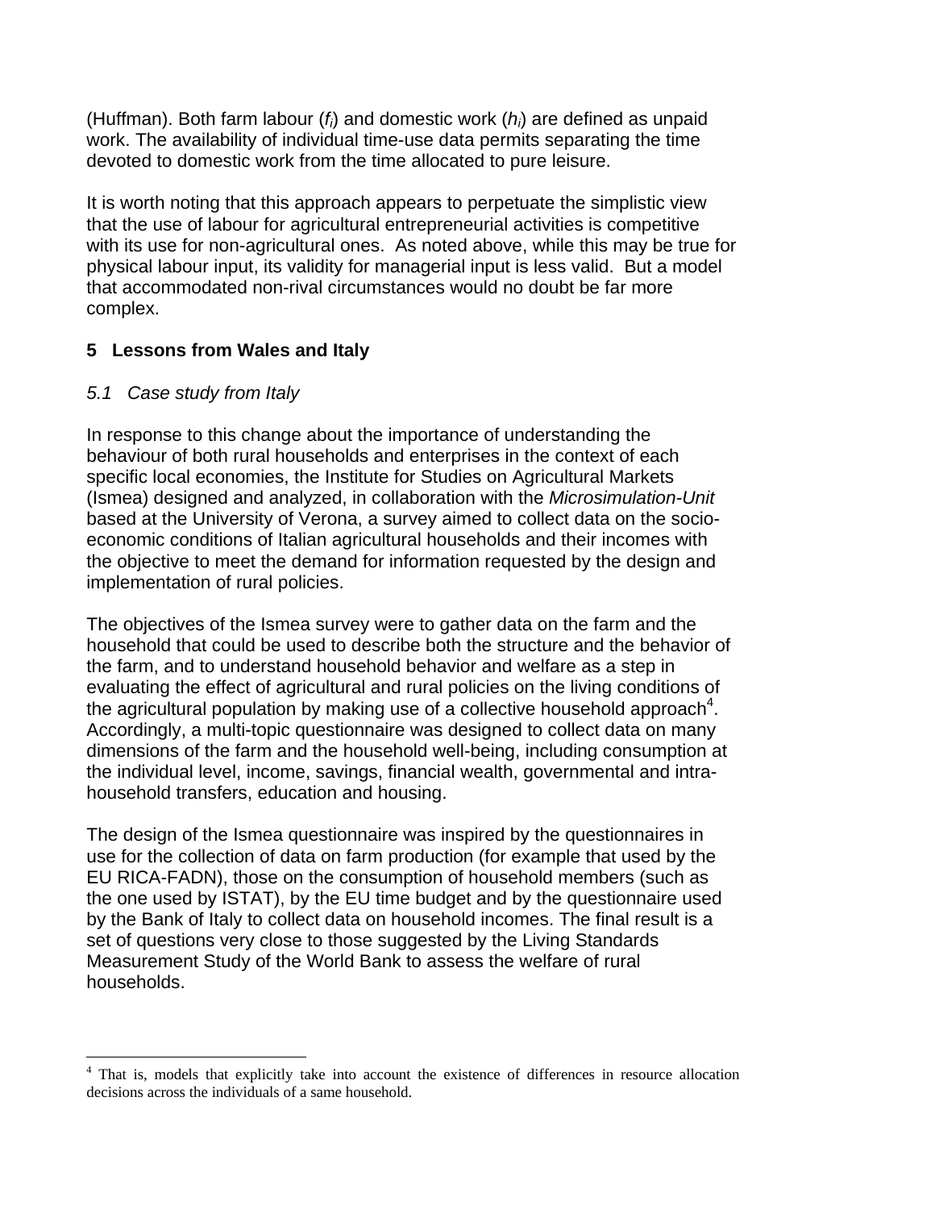(Huffman). Both farm labour ($f_i$) and domestic work ($h_i$) are defined as unpaid work. The availability of individual time-use data permits separating the time devoted to domestic work from the time allocated to pure leisure.

It is worth noting that this approach appears to perpetuate the simplistic view that the use of labour for agricultural entrepreneurial activities is competitive with its use for non-agricultural ones. As noted above, while this may be true for physical labour input, its validity for managerial input is less valid. But a model that accommodated non-rival circumstances would no doubt be far more complex.

## 5 Lessons from Wales and Italy

### *5.1 Case study from Italy*

In response to this change about the importance of understanding the behaviour of both rural households and enterprises in the context of each specific local economies, the Institute for Studies on Agricultural Markets (Ismea) designed and analyzed, in collaboration with the *Microsimulation-Unit* based at the University of Verona, a survey aimed to collect data on the socio-economic conditions of Italian agricultural households and their incomes with the objective to meet the demand for information requested by the design and implementation of rural policies.

The objectives of the Ismea survey were to gather data on the farm and the household that could be used to describe both the structure and the behavior of the farm, and to understand household behavior and welfare as a step in evaluating the effect of agricultural and rural policies on the living conditions of the agricultural population by making use of a collective household approach[4]. Accordingly, a multi-topic questionnaire was designed to collect data on many dimensions of the farm and the household well-being, including consumption at the individual level, income, savings, financial wealth, governmental and intra-household transfers, education and housing.

The design of the Ismea questionnaire was inspired by the questionnaires in use for the collection of data on farm production (for example that used by the EU RICA-FADN), those on the consumption of household members (such as the one used by ISTAT), by the EU time budget and by the questionnaire used by the Bank of Italy to collect data on household incomes. The final result is a set of questions very close to those suggested by the Living Standards Measurement Study of the World Bank to assess the welfare of rural households.

[4] That is, models that explicitly take into account the existence of differences in resource allocation decisions across the individuals of a same household.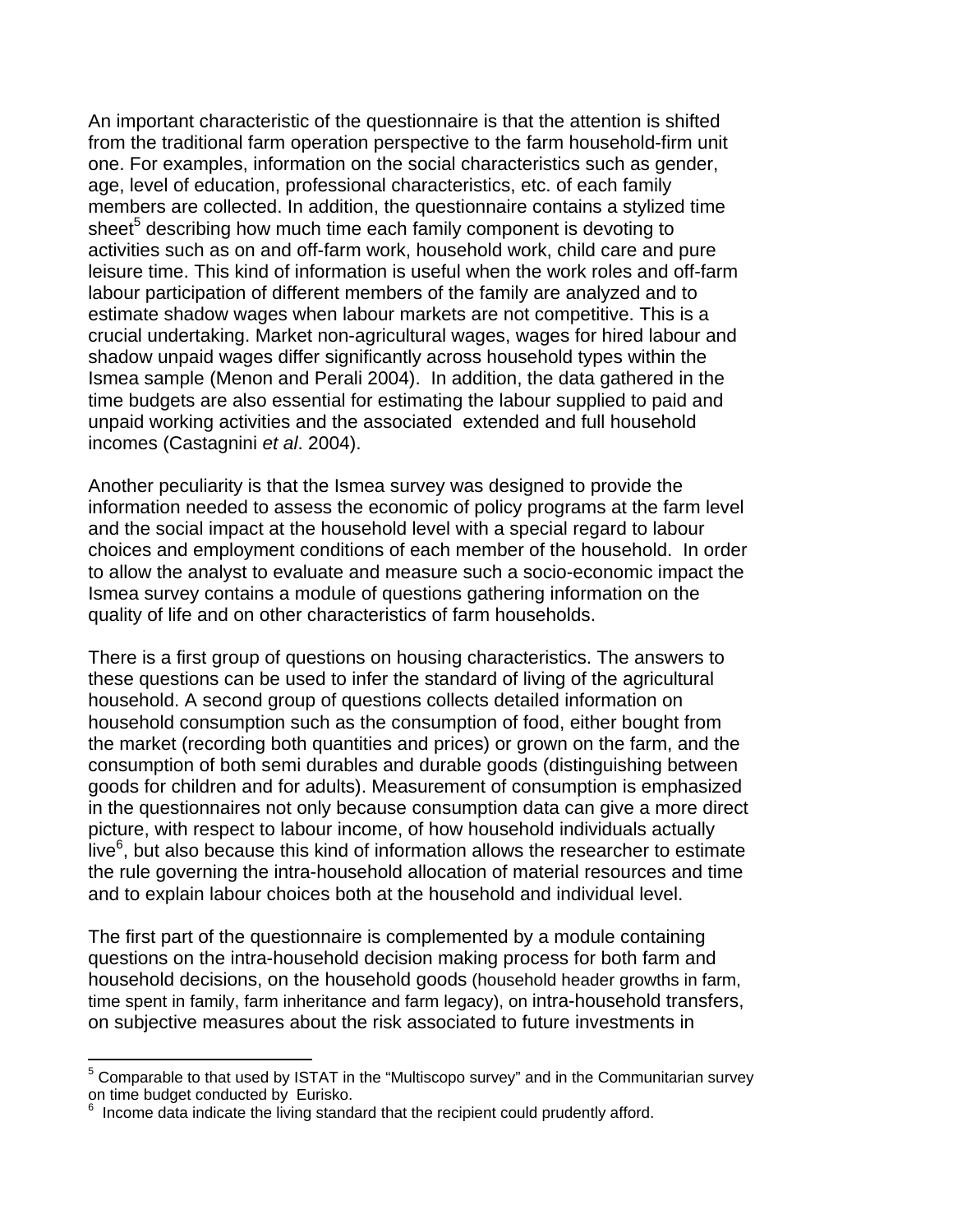An important characteristic of the questionnaire is that the attention is shifted from the traditional farm operation perspective to the farm household-firm unit one. For examples, information on the social characteristics such as gender, age, level of education, professional characteristics, etc. of each family members are collected. In addition, the questionnaire contains a stylized time sheet[5] describing how much time each family component is devoting to activities such as on and off-farm work, household work, child care and pure leisure time. This kind of information is useful when the work roles and off-farm labour participation of different members of the family are analyzed and to estimate shadow wages when labour markets are not competitive. This is a crucial undertaking. Market non-agricultural wages, wages for hired labour and shadow unpaid wages differ significantly across household types within the Ismea sample (Menon and Perali 2004). In addition, the data gathered in the time budgets are also essential for estimating the labour supplied to paid and unpaid working activities and the associated extended and full household incomes (Castagnini *et al*. 2004).

Another peculiarity is that the Ismea survey was designed to provide the information needed to assess the economic of policy programs at the farm level and the social impact at the household level with a special regard to labour choices and employment conditions of each member of the household. In order to allow the analyst to evaluate and measure such a socio-economic impact the Ismea survey contains a module of questions gathering information on the quality of life and on other characteristics of farm households.

There is a first group of questions on housing characteristics. The answers to these questions can be used to infer the standard of living of the agricultural household. A second group of questions collects detailed information on household consumption such as the consumption of food, either bought from the market (recording both quantities and prices) or grown on the farm, and the consumption of both semi durables and durable goods (distinguishing between goods for children and for adults). Measurement of consumption is emphasized in the questionnaires not only because consumption data can give a more direct picture, with respect to labour income, of how household individuals actually live[6], but also because this kind of information allows the researcher to estimate the rule governing the intra-household allocation of material resources and time and to explain labour choices both at the household and individual level.

The first part of the questionnaire is complemented by a module containing questions on the intra-household decision making process for both farm and household decisions, on the household goods (household header growths in farm, time spent in family, farm inheritance and farm legacy), on intra-household transfers, on subjective measures about the risk associated to future investments in

---

[5] Comparable to that used by ISTAT in the "Multiscopo survey" and in the Communitarian survey on time budget conducted by Eurisko.

[6] Income data indicate the living standard that the recipient could prudently afford.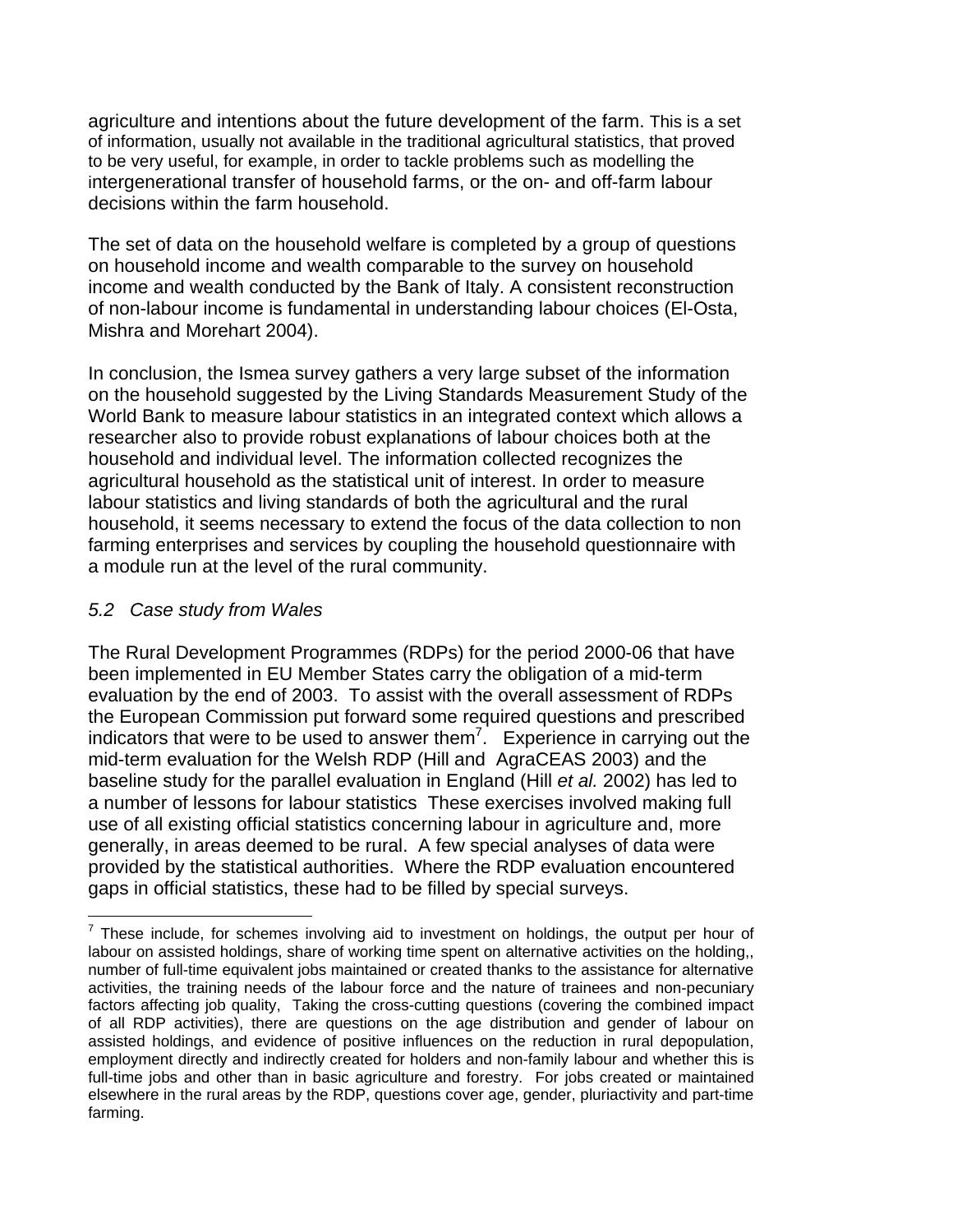agriculture and intentions about the future development of the farm. This is a set of information, usually not available in the traditional agricultural statistics, that proved to be very useful, for example, in order to tackle problems such as modelling the intergenerational transfer of household farms, or the on- and off-farm labour decisions within the farm household.

The set of data on the household welfare is completed by a group of questions on household income and wealth comparable to the survey on household income and wealth conducted by the Bank of Italy. A consistent reconstruction of non-labour income is fundamental in understanding labour choices (El-Osta, Mishra and Morehart 2004).

In conclusion, the Ismea survey gathers a very large subset of the information on the household suggested by the Living Standards Measurement Study of the World Bank to measure labour statistics in an integrated context which allows a researcher also to provide robust explanations of labour choices both at the household and individual level. The information collected recognizes the agricultural household as the statistical unit of interest. In order to measure labour statistics and living standards of both the agricultural and the rural household, it seems necessary to extend the focus of the data collection to non farming enterprises and services by coupling the household questionnaire with a module run at the level of the rural community.

### *5.2 Case study from Wales*

The Rural Development Programmes (RDPs) for the period 2000-06 that have been implemented in EU Member States carry the obligation of a mid-term evaluation by the end of 2003. To assist with the overall assessment of RDPs the European Commission put forward some required questions and prescribed indicators that were to be used to answer them[7]. Experience in carrying out the mid-term evaluation for the Welsh RDP (Hill and AgraCEAS 2003) and the baseline study for the parallel evaluation in England (Hill *et al.* 2002) has led to a number of lessons for labour statistics These exercises involved making full use of all existing official statistics concerning labour in agriculture and, more generally, in areas deemed to be rural. A few special analyses of data were provided by the statistical authorities. Where the RDP evaluation encountered gaps in official statistics, these had to be filled by special surveys.

---

[7] These include, for schemes involving aid to investment on holdings, the output per hour of labour on assisted holdings, share of working time spent on alternative activities on the holding,, number of full-time equivalent jobs maintained or created thanks to the assistance for alternative activities, the training needs of the labour force and the nature of trainees and non-pecuniary factors affecting job quality, Taking the cross-cutting questions (covering the combined impact of all RDP activities), there are questions on the age distribution and gender of labour on assisted holdings, and evidence of positive influences on the reduction in rural depopulation, employment directly and indirectly created for holders and non-family labour and whether this is full-time jobs and other than in basic agriculture and forestry. For jobs created or maintained elsewhere in the rural areas by the RDP, questions cover age, gender, pluriactivity and part-time farming.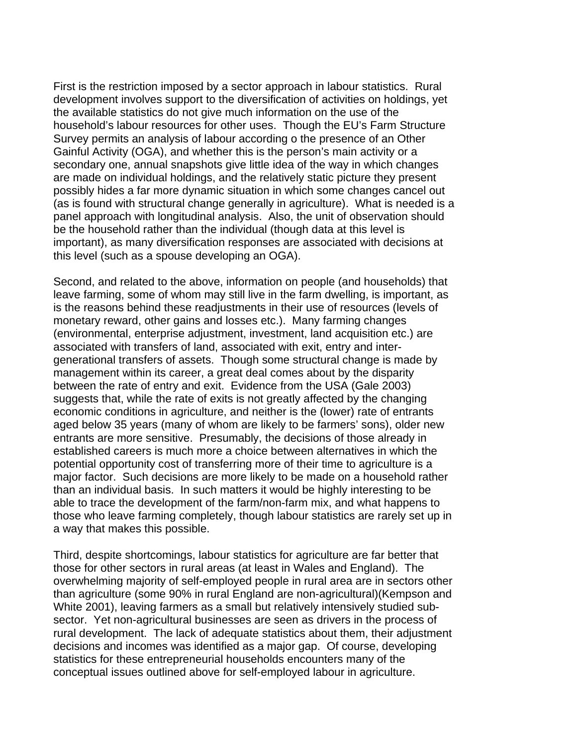First is the restriction imposed by a sector approach in labour statistics. Rural development involves support to the diversification of activities on holdings, yet the available statistics do not give much information on the use of the household's labour resources for other uses. Though the EU's Farm Structure Survey permits an analysis of labour according o the presence of an Other Gainful Activity (OGA), and whether this is the person's main activity or a secondary one, annual snapshots give little idea of the way in which changes are made on individual holdings, and the relatively static picture they present possibly hides a far more dynamic situation in which some changes cancel out (as is found with structural change generally in agriculture). What is needed is a panel approach with longitudinal analysis. Also, the unit of observation should be the household rather than the individual (though data at this level is important), as many diversification responses are associated with decisions at this level (such as a spouse developing an OGA).

Second, and related to the above, information on people (and households) that leave farming, some of whom may still live in the farm dwelling, is important, as is the reasons behind these readjustments in their use of resources (levels of monetary reward, other gains and losses etc.). Many farming changes (environmental, enterprise adjustment, investment, land acquisition etc.) are associated with transfers of land, associated with exit, entry and inter-generational transfers of assets. Though some structural change is made by management within its career, a great deal comes about by the disparity between the rate of entry and exit. Evidence from the USA (Gale 2003) suggests that, while the rate of exits is not greatly affected by the changing economic conditions in agriculture, and neither is the (lower) rate of entrants aged below 35 years (many of whom are likely to be farmers' sons), older new entrants are more sensitive. Presumably, the decisions of those already in established careers is much more a choice between alternatives in which the potential opportunity cost of transferring more of their time to agriculture is a major factor. Such decisions are more likely to be made on a household rather than an individual basis. In such matters it would be highly interesting to be able to trace the development of the farm/non-farm mix, and what happens to those who leave farming completely, though labour statistics are rarely set up in a way that makes this possible.

Third, despite shortcomings, labour statistics for agriculture are far better that those for other sectors in rural areas (at least in Wales and England). The overwhelming majority of self-employed people in rural area are in sectors other than agriculture (some 90% in rural England are non-agricultural)(Kempson and White 2001), leaving farmers as a small but relatively intensively studied sub-sector. Yet non-agricultural businesses are seen as drivers in the process of rural development. The lack of adequate statistics about them, their adjustment decisions and incomes was identified as a major gap. Of course, developing statistics for these entrepreneurial households encounters many of the conceptual issues outlined above for self-employed labour in agriculture.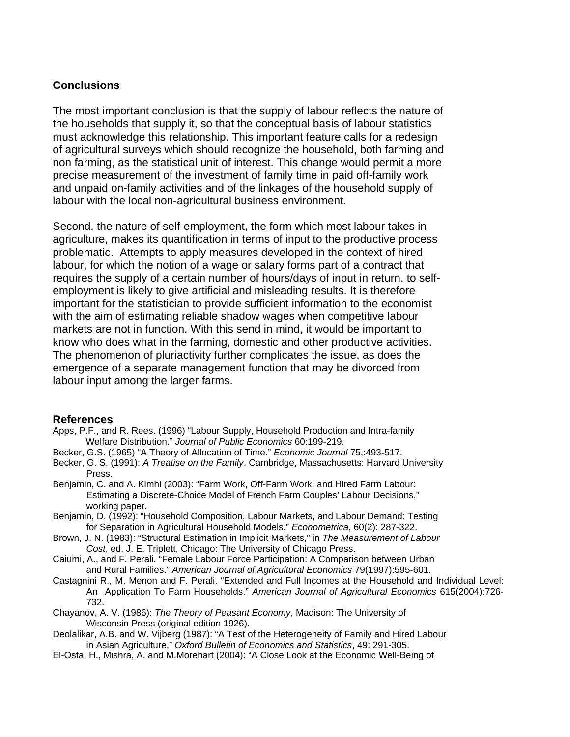## Conclusions

The most important conclusion is that the supply of labour reflects the nature of the households that supply it, so that the conceptual basis of labour statistics must acknowledge this relationship. This important feature calls for a redesign of agricultural surveys which should recognize the household, both farming and non farming, as the statistical unit of interest. This change would permit a more precise measurement of the investment of family time in paid off-family work and unpaid on-family activities and of the linkages of the household supply of labour with the local non-agricultural business environment.

Second, the nature of self-employment, the form which most labour takes in agriculture, makes its quantification in terms of input to the productive process problematic. Attempts to apply measures developed in the context of hired labour, for which the notion of a wage or salary forms part of a contract that requires the supply of a certain number of hours/days of input in return, to self-employment is likely to give artificial and misleading results. It is therefore important for the statistician to provide sufficient information to the economist with the aim of estimating reliable shadow wages when competitive labour markets are not in function. With this send in mind, it would be important to know who does what in the farming, domestic and other productive activities. The phenomenon of pluriactivity further complicates the issue, as does the emergence of a separate management function that may be divorced from labour input among the larger farms.

## References

Apps, P.F., and R. Rees. (1996) "Labour Supply, Household Production and Intra-family Welfare Distribution." *Journal of Public Economics* 60:199-219.

Becker, G.S. (1965) "A Theory of Allocation of Time." *Economic Journal* 75,:493-517.

Becker, G. S. (1991): *A Treatise on the Family*, Cambridge, Massachusetts: Harvard University Press.

Benjamin, C. and A. Kimhi (2003): "Farm Work, Off-Farm Work, and Hired Farm Labour: Estimating a Discrete-Choice Model of French Farm Couples' Labour Decisions," working paper.

Benjamin, D. (1992): "Household Composition, Labour Markets, and Labour Demand: Testing for Separation in Agricultural Household Models," *Econometrica*, 60(2): 287-322.

Brown, J. N. (1983): "Structural Estimation in Implicit Markets," in *The Measurement of Labour Cost*, ed. J. E. Triplett, Chicago: The University of Chicago Press.

Caiumi, A., and F. Perali. "Female Labour Force Participation: A Comparison between Urban and Rural Families." *American Journal of Agricultural Economics* 79(1997):595-601.

Castagnini R., M. Menon and F. Perali. "Extended and Full Incomes at the Household and Individual Level: An Application To Farm Households." *American Journal of Agricultural Economics* 615(2004):726-732.

Chayanov, A. V. (1986): *The Theory of Peasant Economy*, Madison: The University of Wisconsin Press (original edition 1926).

Deolalikar, A.B. and W. Vijberg (1987): "A Test of the Heterogeneity of Family and Hired Labour in Asian Agriculture," *Oxford Bulletin of Economics and Statistics*, 49: 291-305.

El-Osta, H., Mishra, A. and M.Morehart (2004): "A Close Look at the Economic Well-Being of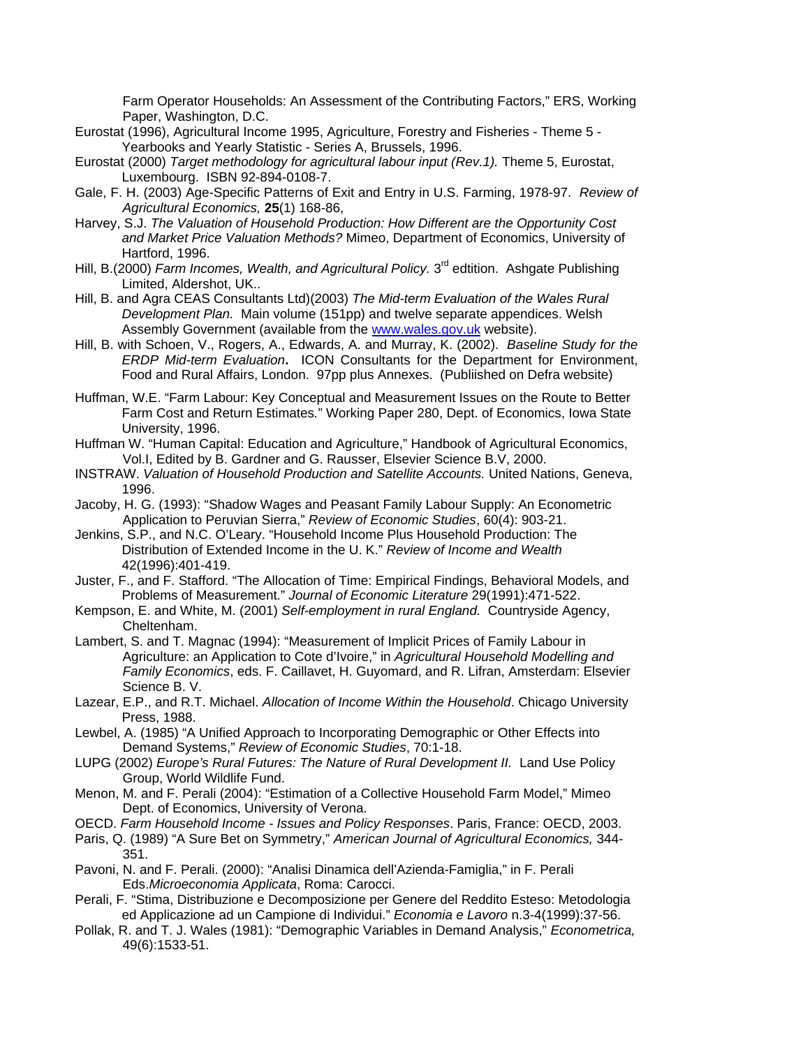Farm Operator Households: An Assessment of the Contributing Factors," ERS, Working Paper, Washington, D.C.

Eurostat (1996), Agricultural Income 1995, Agriculture, Forestry and Fisheries - Theme 5 - Yearbooks and Yearly Statistic - Series A, Brussels, 1996.

Eurostat (2000) *Target methodology for agricultural labour input (Rev.1).* Theme 5, Eurostat, Luxembourg. ISBN 92-894-0108-7.

Gale, F. H. (2003) Age-Specific Patterns of Exit and Entry in U.S. Farming, 1978-97. *Review of Agricultural Economics,* **25**(1) 168-86,

Harvey, S.J. *The Valuation of Household Production: How Different are the Opportunity Cost and Market Price Valuation Methods?* Mimeo, Department of Economics, University of Hartford, 1996.

Hill, B.(2000) *Farm Incomes, Wealth, and Agricultural Policy.* 3rd edtition. Ashgate Publishing Limited, Aldershot, UK..

Hill, B. and Agra CEAS Consultants Ltd)(2003) *The Mid-term Evaluation of the Wales Rural Development Plan.* Main volume (151pp) and twelve separate appendices. Welsh Assembly Government (available from the www.wales.gov.uk website).

Hill, B. with Schoen, V., Rogers, A., Edwards, A. and Murray, K. (2002). *Baseline Study for the ERDP Mid-term Evaluation***.** ICON Consultants for the Department for Environment, Food and Rural Affairs, London. 97pp plus Annexes. (Publiished on Defra website)

Huffman, W.E. "Farm Labour: Key Conceptual and Measurement Issues on the Route to Better Farm Cost and Return Estimates." Working Paper 280, Dept. of Economics, Iowa State University, 1996.

Huffman W. "Human Capital: Education and Agriculture," Handbook of Agricultural Economics, Vol.I, Edited by B. Gardner and G. Rausser, Elsevier Science B.V, 2000.

INSTRAW. *Valuation of Household Production and Satellite Accounts.* United Nations, Geneva, 1996.

Jacoby, H. G. (1993): "Shadow Wages and Peasant Family Labour Supply: An Econometric Application to Peruvian Sierra," *Review of Economic Studies*, 60(4): 903-21.

Jenkins, S.P., and N.C. O'Leary. "Household Income Plus Household Production: The Distribution of Extended Income in the U. K." *Review of Income and Wealth* 42(1996):401-419.

Juster, F., and F. Stafford. "The Allocation of Time: Empirical Findings, Behavioral Models, and Problems of Measurement." *Journal of Economic Literature* 29(1991):471-522.

Kempson, E. and White, M. (2001) *Self-employment in rural England.* Countryside Agency, Cheltenham.

Lambert, S. and T. Magnac (1994): "Measurement of Implicit Prices of Family Labour in Agriculture: an Application to Cote d'Ivoire," in *Agricultural Household Modelling and Family Economics*, eds. F. Caillavet, H. Guyomard, and R. Lifran, Amsterdam: Elsevier Science B. V.

Lazear, E.P., and R.T. Michael. *Allocation of Income Within the Household*. Chicago University Press, 1988.

Lewbel, A. (1985) "A Unified Approach to Incorporating Demographic or Other Effects into Demand Systems," *Review of Economic Studies*, 70:1-18.

LUPG (2002) *Europe's Rural Futures: The Nature of Rural Development II.* Land Use Policy Group, World Wildlife Fund.

Menon, M. and F. Perali (2004): "Estimation of a Collective Household Farm Model," Mimeo Dept. of Economics, University of Verona.

OECD. *Farm Household Income - Issues and Policy Responses*. Paris, France: OECD, 2003.

Paris, Q. (1989) "A Sure Bet on Symmetry," *American Journal of Agricultural Economics,* 344-351.

Pavoni, N. and F. Perali. (2000): "Analisi Dinamica dell'Azienda-Famiglia," in F. Perali Eds.*Microeconomia Applicata*, Roma: Carocci.

Perali, F. "Stima, Distribuzione e Decomposizione per Genere del Reddito Esteso: Metodologia ed Applicazione ad un Campione di Individui." *Economia e Lavoro* n.3-4(1999):37-56.

Pollak, R. and T. J. Wales (1981): "Demographic Variables in Demand Analysis," *Econometrica,* 49(6):1533-51.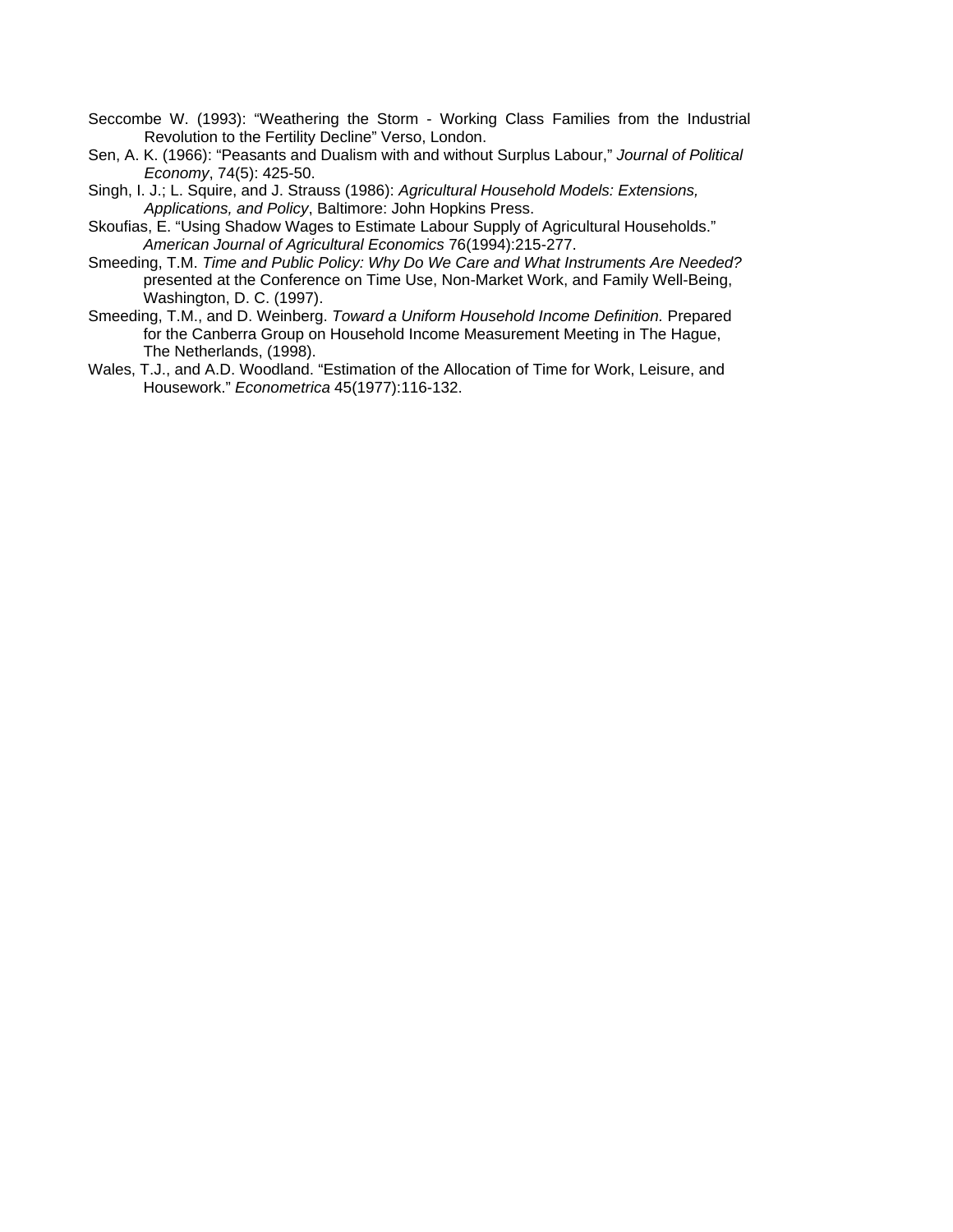Seccombe W. (1993): “Weathering the Storm - Working Class Families from the Industrial Revolution to the Fertility Decline” Verso, London.

Sen, A. K. (1966): “Peasants and Dualism with and without Surplus Labour,” *Journal of Political Economy*, 74(5): 425-50.

Singh, I. J.; L. Squire, and J. Strauss (1986): *Agricultural Household Models: Extensions, Applications, and Policy*, Baltimore: John Hopkins Press.

Skoufias, E. “Using Shadow Wages to Estimate Labour Supply of Agricultural Households.” *American Journal of Agricultural Economics* 76(1994):215-277.

Smeeding, T.M. *Time and Public Policy: Why Do We Care and What Instruments Are Needed?* presented at the Conference on Time Use, Non-Market Work, and Family Well-Being, Washington, D. C. (1997).

Smeeding, T.M., and D. Weinberg. *Toward a Uniform Household Income Definition.* Prepared for the Canberra Group on Household Income Measurement Meeting in The Hague, The Netherlands, (1998).

Wales, T.J., and A.D. Woodland. “Estimation of the Allocation of Time for Work, Leisure, and Housework.” *Econometrica* 45(1977):116-132.